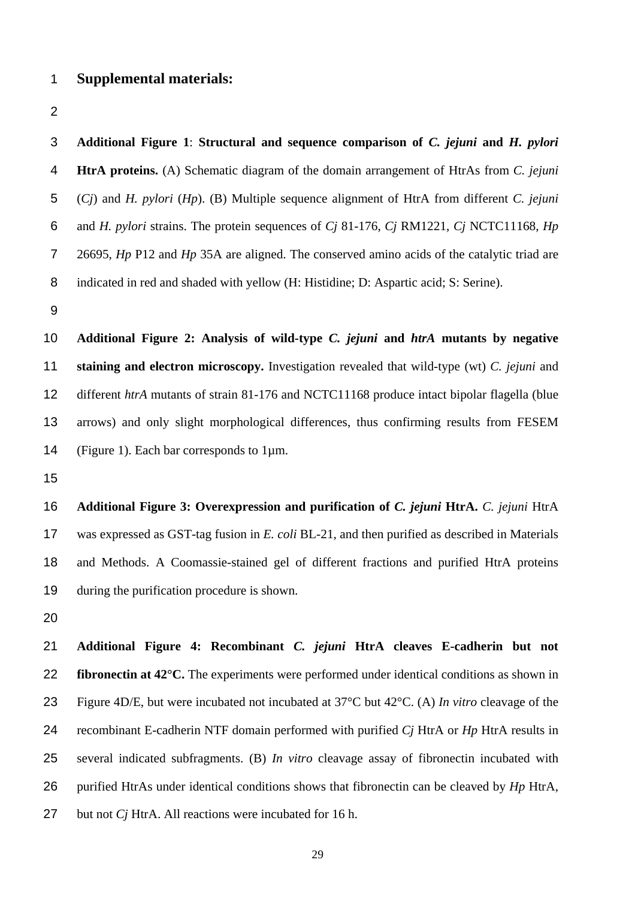# Supplemental materials:

**Additional Figure 1**: **Structural and sequence comparison of *C. jejuni* and *H. pylori* HtrA proteins.** (A) Schematic diagram of the domain arrangement of HtrAs from *C. jejuni* (*Cj*) and *H. pylori* (*Hp*). (B) Multiple sequence alignment of HtrA from different *C. jejuni* and *H. pylori* strains. The protein sequences of *Cj* 81-176, *Cj* RM1221, *Cj* NCTC11168, *Hp* 26695, *Hp* P12 and *Hp* 35A are aligned. The conserved amino acids of the catalytic triad are indicated in red and shaded with yellow (H: Histidine; D: Aspartic acid; S: Serine).

**Additional Figure 2: Analysis of wild-type *C. jejuni* and *htrA* mutants by negative staining and electron microscopy.** Investigation revealed that wild-type (wt) *C. jejuni* and different *htrA* mutants of strain 81-176 and NCTC11168 produce intact bipolar flagella (blue arrows) and only slight morphological differences, thus confirming results from FESEM (Figure 1). Each bar corresponds to 1µm.

**Additional Figure 3: Overexpression and purification of *C. jejuni* HtrA.** *C. jejuni* HtrA was expressed as GST-tag fusion in *E. coli* BL-21, and then purified as described in Materials and Methods. A Coomassie-stained gel of different fractions and purified HtrA proteins during the purification procedure is shown.

**Additional Figure 4: Recombinant *C. jejuni* HtrA cleaves E-cadherin but not fibronectin at 42°C.** The experiments were performed under identical conditions as shown in Figure 4D/E, but were incubated not incubated at 37°C but 42°C. (A) *In vitro* cleavage of the recombinant E-cadherin NTF domain performed with purified *Cj* HtrA or *Hp* HtrA results in several indicated subfragments. (B) *In vitro* cleavage assay of fibronectin incubated with purified HtrAs under identical conditions shows that fibronectin can be cleaved by *Hp* HtrA, but not *Cj* HtrA. All reactions were incubated for 16 h.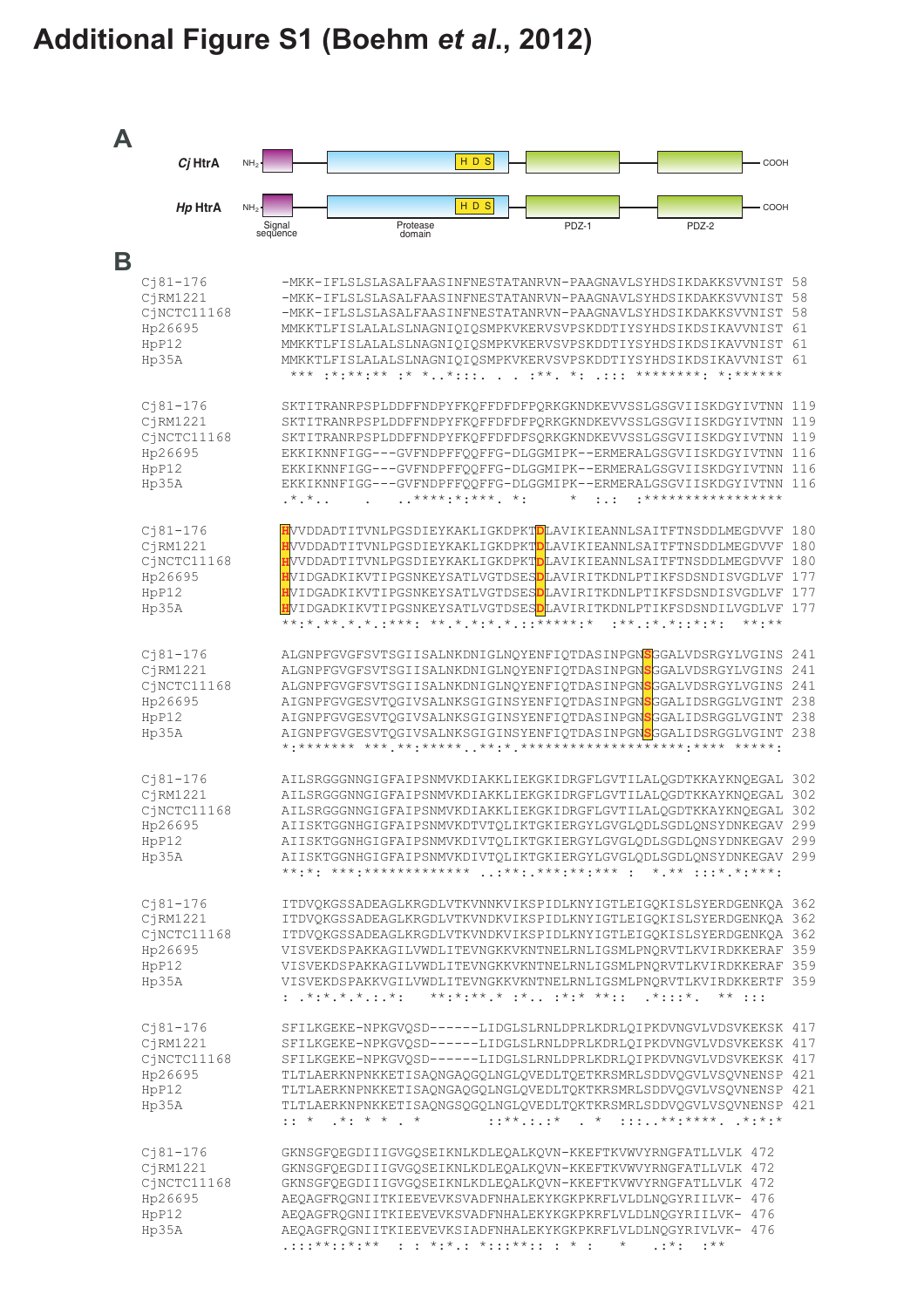# Additional Figure S1 (Boehm *et al.*, 2012)

**A**

*Cj* HtrA — $NH_2$ — Signal sequence — Protease domain (H D S) — PDZ-1 — PDZ-2 — COOH

*Hp* HtrA — $NH_2$ — Signal sequence — Protease domain (H D S) — PDZ-1 — PDZ-2 — COOH

**B**

```
Cj81-176       -MKK-IFLSLSLASALFAASINFNESTATANRVN-PAAGNAVLSYHDSIKDAKKSVVNIST 58
CjRM1221       -MKK-IFLSLSLASALFAASINFNESTATANRVN-PAAGNAVLSYHDSIKDAKKSVVNIST 58
CjNCTC11168    -MKK-IFLSLSLASALFAASINFNESTATANRVN-PAAGNAVLSYHDSIKDAKKSVVNIST 58
Hp26695        MMKKTLFISLALALSLNAGNIQIQSMPKVKERVSVPSKDDTIYSYHDSIKDSIKAVVNIST 61
HpP12          MMKKTLFISLALALSLNAGNIQIQSMPKVKERVSVPSKDDTIYSYHDSIKDSIKAVVNIST 61
Hp35A          MMKKTLFISLALALSLNAGNIQIQSMPKVKERVSVPSKDDTIYSYHDSIKDSIKAVVNIST 61
                *** :*:**:** :* *..*:::. . . :**. *: .::: ********: *:******

Cj81-176       SKTITRANRPSPLDDFFNDPYFKQFFDFDFPQRKGKNDKEVVSSLGSGVIISKDGYIVTNN 119
CjRM1221       SKTITRANRPSPLDDFFNDPYFKQFFDFDFPQRKGKNDKEVVSSLGSGVIISKDGYIVTNN 119
CjNCTC11168    SKTITRANRPSPLDDFFNDPYFKQFFDFDFSQRKGKNDKEVVSSLGSGVIISKDGYIVTNN 119
Hp26695        EKKIKNNFIGG---GVFNDPFFQQFFG-DLGGMIPK--ERMERALGSGVIISKDGYIVTNN 116
HpP12          EKKIKNNFIGG---GVFNDPFFQQFFG-DLGGMIPK--ERMERALGSGVIISKDGYIVTNN 116
Hp35A          EKKIKNNFIGG---GVFNDPFFQQFFG-DLGGMIPK--ERMERALGSGVIISKDGYIVTNN 116
               .*.*..    .   ..****:*:***. *:     *  :.:  :*****************

Cj81-176       HVVDDADTITVNLPGSDIEYKAKLIGKDPKTDLAVIKIEANNLSAITFTNSDDLMEGDVVF 180
CjRM1221       HVVDDADTITVNLPGSDIEYKAKLIGKDPKTDLAVIKIEANNLSAITFTNSDDLMEGDVVF 180
CjNCTC11168    HVVDDADTITVNLPGSDIEYKAKLIGKDPKTDLAVIKIEANNLSAITFTNSDDLMEGDVVF 180
Hp26695        HVIDGADKIKVTIPGSNKEYSATLVGTDSESDLAVIRITKDNLPTIKFSDSNDISVGDLVF 177
HpP12          HVIDGADKIKVTIPGSNKEYSATLVGTDSESDLAVIRITKDNLPTIKFSDSNDISVGDLVF 177
Hp35A          HVIDGADKIKVTIPGSNKEYSATLVGTDSESDLAVIRITKDNLPTIKFSDSNDILVGDLVF 177
               **:*.**.*.*.:***: **.*.*:*.*.:.******:* .:**.:*.*::*:*:  **:**

Cj81-176       ALGNPFGVGFSVTSGIISALNKDNIGLNQYENFIQTDASINPGNSGGALVDSRGYLVGINS 241
CjRM1221       ALGNPFGVGFSVTSGIISALNKDNIGLNQYENFIQTDASINPGNSGGALVDSRGYLVGINS 241
CjNCTC11168    ALGNPFGVGFSVTSGIISALNKDNIGLNQYENFIQTDASINPGNSGGALVDSRGYLVGINS 241
Hp26695        AIGNPFGVGESVTQGIVSALNKSGIGINSYENFIQTDASINPGNSGGALIDSRGGLVGINT 238
HpP12          AIGNPFGVGESVTQGIVSALNKSGIGINSYENFIQTDASINPGNSGGALIDSRGGLVGINT 238
Hp35A          AIGNPFGVGESVTQGIVSALNKSGIGINSYENFIQTDASINPGNSGGALIDSRGGLVGINT 238
               *:******* ***.**:*****..**:*.*********************:**** *****:

Cj81-176       AILSRGGGNNGIGFAIPSNMVKDIAKKLIEKGKIDRGFLGVTILALQGDTKKAYKNQEGAL 302
CjRM1221       AILSRGGGNNGIGFAIPSNMVKDIAKKLIEKGKIDRGFLGVTILALQGDTKKAYKNQEGAL 302
CjNCTC11168    AILSRGGGNNGIGFAIPSNMVKDIAKKLIEKGKIDRGFLGVTILALQGDTKKAYKNQEGAL 302
Hp26695        AIISKTGGNHGIGFAIPSNMVKDTVTQLIKTGKIERGYLGVGLQDLSGDLQNSYDNKEGAV 299
HpP12          AIISKTGGNHGIGFAIPSNMVKDIVTQLIKTGKIERGYLGVGLQDLSGDLQNSYDNKEGAV 299
Hp35A          AIISKTGGNHGIGFAIPSNMVKDIVTQLIKTGKIERGYLGVGLQDLSGDLQNSYDNKEGAV 299
               **:*: ***:************* ..:**:.***:**:*** :  *.** :::*.*:***:

Cj81-176       ITDVQKGSSADEAGLKRGDLVTKVNNKVIKSPIDLKNYIGTLEIGQKISLSYERDGENKQA 362
CjRM1221       ITDVQKGSSADEAGLKRGDLVTKVNDKVIKSPIDLKNYIGTLEIGQKISLSYERDGENKQA 362
CjNCTC11168    ITDVQKGSSADEAGLKRGDLVTKVNDKVIKSPIDLKNYIGTLEIGQKISLSYERDGENKQA 362
Hp26695        VISVEKDSPAKKAGILVWDLITEVNGKKVKNTNELRNLIGSMLPNQRVTLKVIRDKKERAF 359
HpP12          VISVEKDSPAKKAGILVWDLITEVNGKKVKNTNELRNLIGSMLPNQRVTLKVIRDKKERAF 359
Hp35A          VISVEKDSPAKKVGILVWDLITEVNGKKVKNTNELRNLIGSMLPNQRVTLKVIRDKKERTF 359
               : .*:*.*.*.:.*:   **:*:**.* :*.. :*:* **:: .*:::*.   ** :::

Cj81-176       SFILKGEKE-NPKGVQSD------LIDGLSLRNLDPRLKDRLQIPKDVNGVLVDSVKEKSK 417
CjRM1221       SFILKGEKE-NPKGVQSD------LIDGLSLRNLDPRLKDRLQIPKDVNGVLVDSVKEKSK 417
CjNCTC11168    SFILKGEKE-NPKGVQSD------LIDGLSLRNLDPRLKDRLQIPKDVNGVLVDSVKEKSK 417
Hp26695        TLTLAERKNPNKKETISAQNGAQGQLNGLQVEDLTQETKRSMRLSDDVQGVLVSQVNENSP 421
HpP12          TLTLAERKNPNKKETISAQNGAQGQLNGLQVEDLTQKTKRSMRLSDDVQGVLVSQVNENSP 421
Hp35A          TLTLAERKNPNKKETISAQNGSQGQLNGLQVEDLTQKTKRSMRLSDDVQGVLVSQVNENSP 421
               :: *  .*: * * . *           ::**.:.:*  . *  ::::..**:****. .*:*:*

Cj81-176       GKNSGFQEGDIIIGVGQSEIKNLKDLEQALKQVN-KKEFTKVWVYRNGFATLLVLK 472
CjRM1221       GKNSGFQEGDIIIGVGQSEIKNLKDLEQALKQVN-KKEFTKVWVYRNGFATLLVLK 472
CjNCTC11168    GKNSGFQEGDIIIGVGQSEIKNLKDLEQALKQVN-KKEFTKVWVYRNGFATLLVLK 472
Hp26695        AEQAGFRQGNIITKIEEVEVKSVADFNHALEKYKGKPKRFLVLDLNQGYRIILVK- 476
HpP12          AEQAGFRQGNIITKIEEVEVKSVADFNHALEKYKGKPKRFLVLDLNQGYRIILVK- 476
Hp35A          AEQAGFRQGNIITKIEEVEVKSIADFNHALEKYKGKPKRFLVLDLNQGYRIVLVK- 476
               .:::**::*:**  : : *:*.: *:::**:: : * :    *    .:*:  :**
```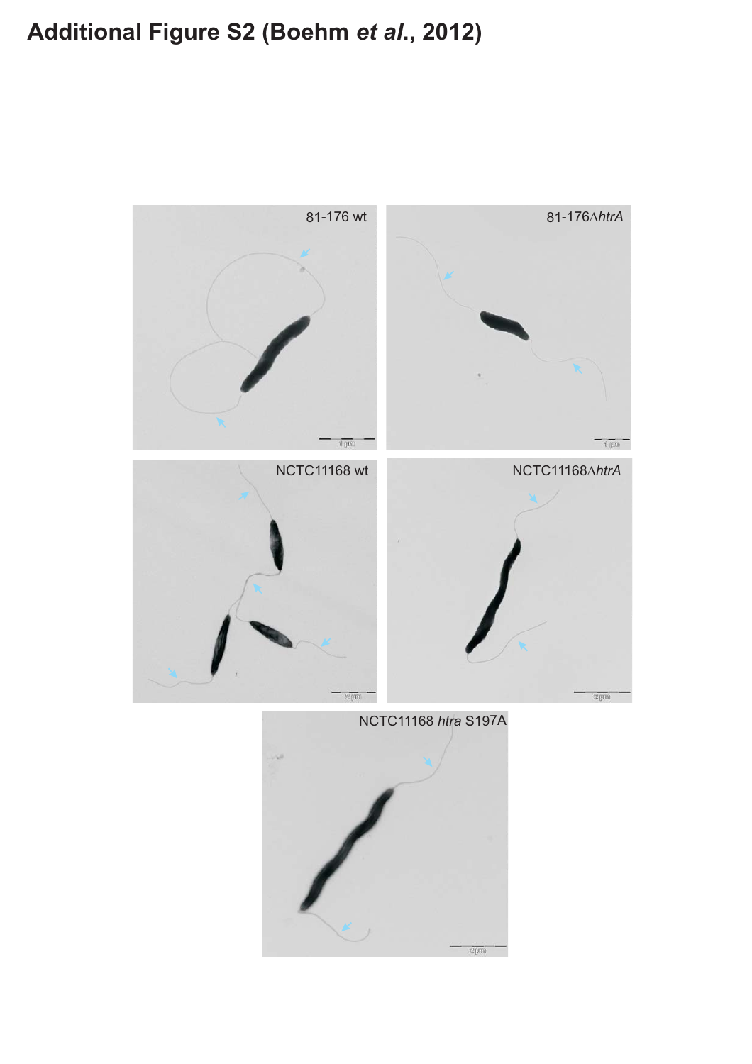# Additional Figure S2 (Boehm *et al*., 2012)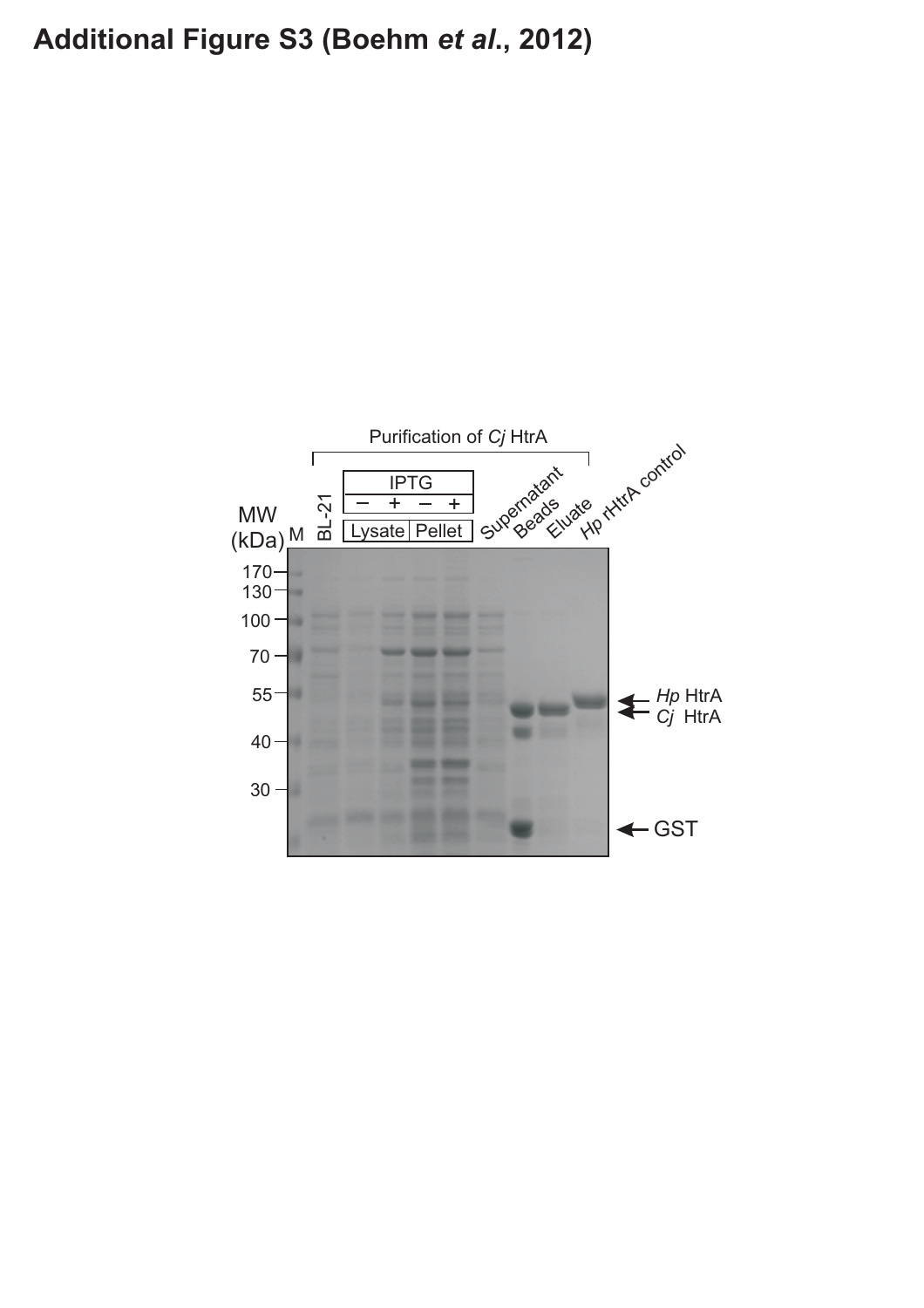# Additional Figure S3 (Boehm *et al.*, 2012)

Purification of *Cj* HtrA

M | BL-21 | IPTG − + − + | Lysate | Pellet | Supernatant | Beads | Eluate | *Hp* rHtrA control

MW (kDa): 170, 130, 100, 70, 55, 40, 30

*Hp* HtrA

*Cj* HtrA

GST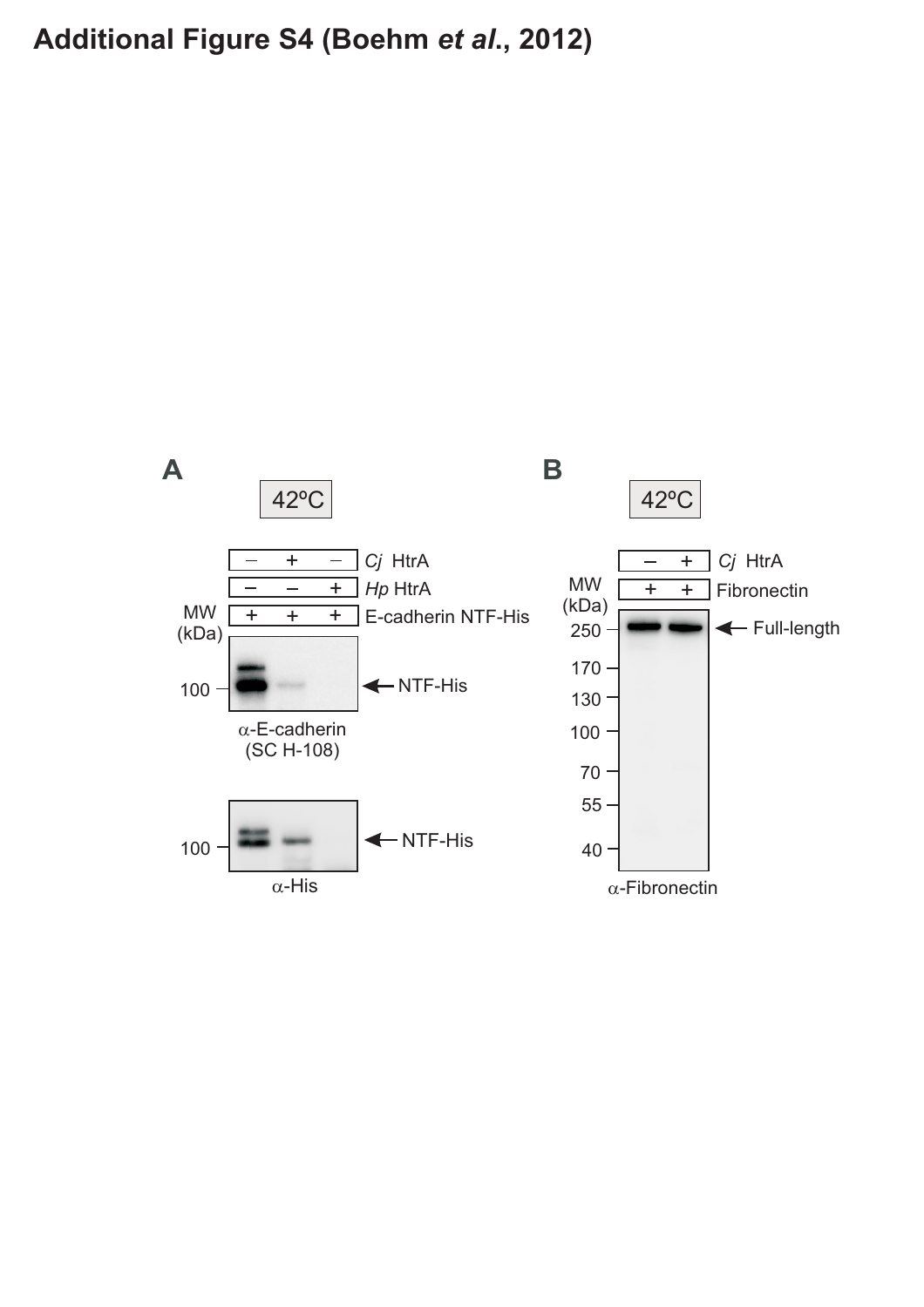# Additional Figure S4 (Boehm *et al.*, 2012)

A

42ºC

– + – *Cj* HtrA

– – + *Hp* HtrA

MW (kDa)

+ + + E-cadherin NTF-His

100

NTF-His

α-E-cadherin (SC H-108)

100

NTF-His

α-His

B

42ºC

– + *Cj* HtrA

MW (kDa)

+ + Fibronectin

250

Full-length

170

130

100

70

55

40

α-Fibronectin